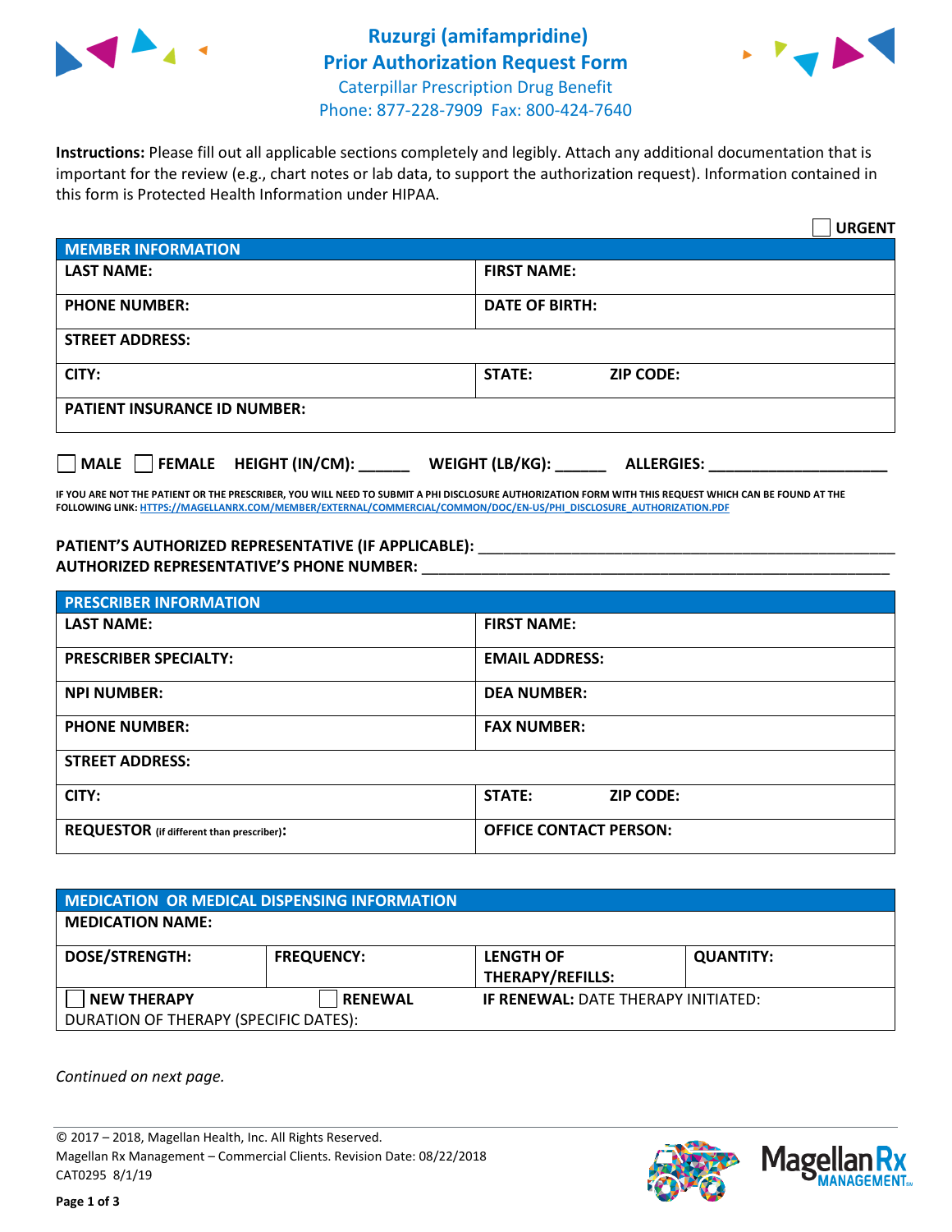# Ruzurgi (amifampridine)
# Prior Authorization Request Form

Caterpillar Prescription Drug Benefit
Phone: 877-228-7909 Fax: 800-424-7640

**Instructions:** Please fill out all applicable sections completely and legibly. Attach any additional documentation that is important for the review (e.g., chart notes or lab data, to support the authorization request). Information contained in this form is Protected Health Information under HIPAA.

☐ **URGENT**

| **MEMBER INFORMATION** | |
|---|---|
| **LAST NAME:** | **FIRST NAME:** |
| **PHONE NUMBER:** | **DATE OF BIRTH:** |
| **STREET ADDRESS:** | |
| **CITY:** | **STATE:** **ZIP CODE:** |
| **PATIENT INSURANCE ID NUMBER:** | |

☐ **MALE** ☐ **FEMALE** **HEIGHT (IN/CM):** ______ **WEIGHT (LB/KG):** ______ **ALLERGIES:** ____________________

**IF YOU ARE NOT THE PATIENT OR THE PRESCRIBER, YOU WILL NEED TO SUBMIT A PHI DISCLOSURE AUTHORIZATION FORM WITH THIS REQUEST WHICH CAN BE FOUND AT THE FOLLOWING LINK: HTTPS://MAGELLANRX.COM/MEMBER/EXTERNAL/COMMERCIAL/COMMON/DOC/EN-US/PHI_DISCLOSURE_AUTHORIZATION.PDF**

**PATIENT'S AUTHORIZED REPRESENTATIVE (IF APPLICABLE):** ____________________________________________
**AUTHORIZED REPRESENTATIVE'S PHONE NUMBER:** ____________________________________________

| **PRESCRIBER INFORMATION** | |
|---|---|
| **LAST NAME:** | **FIRST NAME:** |
| **PRESCRIBER SPECIALTY:** | **EMAIL ADDRESS:** |
| **NPI NUMBER:** | **DEA NUMBER:** |
| **PHONE NUMBER:** | **FAX NUMBER:** |
| **STREET ADDRESS:** | |
| **CITY:** | **STATE:** **ZIP CODE:** |
| **REQUESTOR** (if different than prescriber)**:** | **OFFICE CONTACT PERSON:** |

| **MEDICATION OR MEDICAL DISPENSING INFORMATION** | | | |
|---|---|---|---|
| **MEDICATION NAME:** | | | |
| **DOSE/STRENGTH:** | **FREQUENCY:** | **LENGTH OF THERAPY/REFILLS:** | **QUANTITY:** |
| ☐ **NEW THERAPY** | ☐ **RENEWAL** | **IF RENEWAL:** DATE THERAPY INITIATED: | |
| DURATION OF THERAPY (SPECIFIC DATES): | | | |

*Continued on next page.*

© 2017 – 2018, Magellan Health, Inc. All Rights Reserved.
Magellan Rx Management – Commercial Clients. Revision Date: 08/22/2018
CAT0295 8/1/19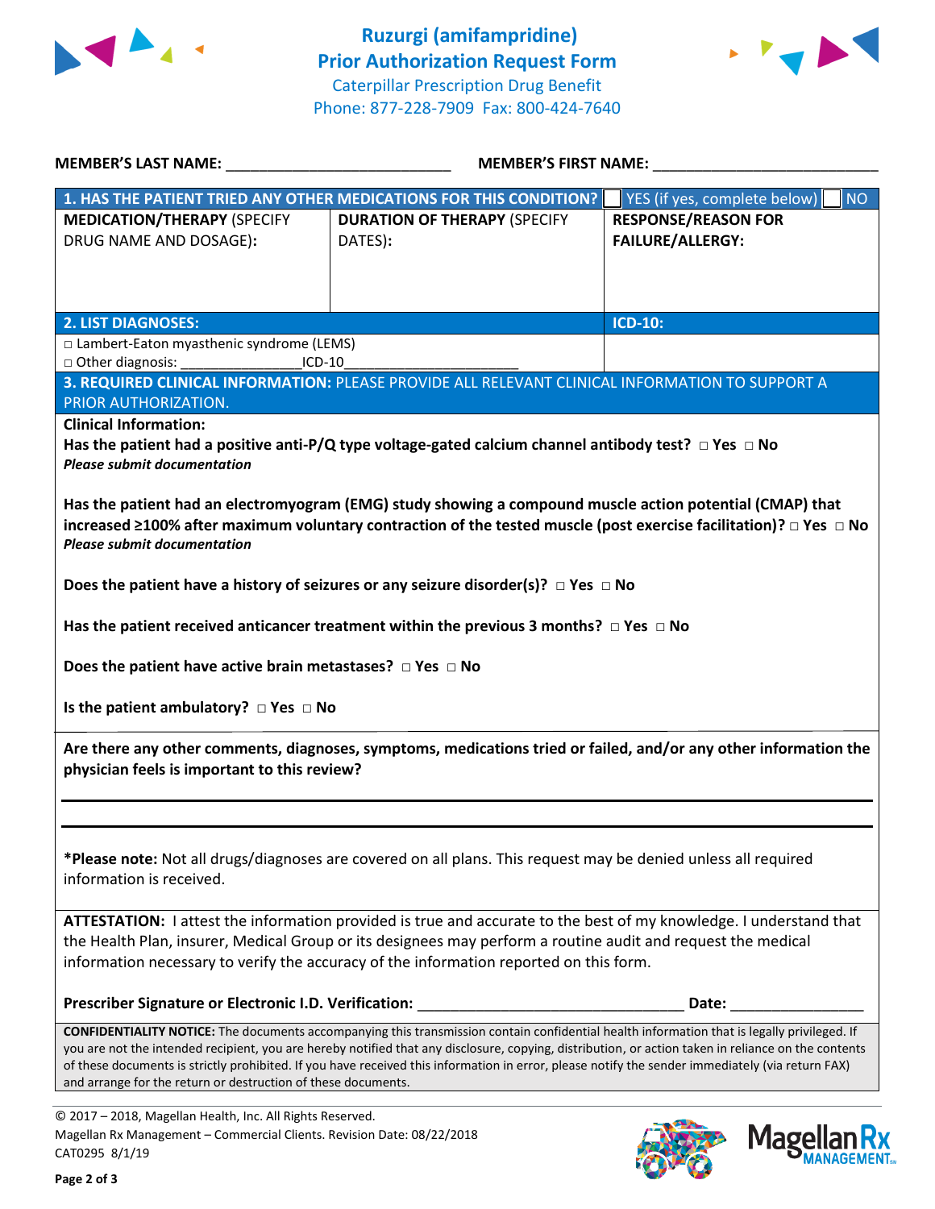# Ruzurgi (amifampridine)
## Prior Authorization Request Form

Caterpillar Prescription Drug Benefit
Phone: 877-228-7909 Fax: 800-424-7640

**MEMBER'S LAST NAME:** ___________________________ **MEMBER'S FIRST NAME:** ___________________________

| 1. HAS THE PATIENT TRIED ANY OTHER MEDICATIONS FOR THIS CONDITION? | | ☐ YES (if yes, complete below) ☐ NO |
|---|---|---|
| **MEDICATION/THERAPY** (SPECIFY DRUG NAME AND DOSAGE): | **DURATION OF THERAPY** (SPECIFY DATES): | **RESPONSE/REASON FOR FAILURE/ALLERGY:** |
| | | |

| 2. LIST DIAGNOSES: | ICD-10: |
|---|---|
| □ Lambert-Eaton myasthenic syndrome (LEMS)<br>□ Other diagnosis: _______________ICD-10______________________ | |

**3. REQUIRED CLINICAL INFORMATION:** PLEASE PROVIDE ALL RELEVANT CLINICAL INFORMATION TO SUPPORT A PRIOR AUTHORIZATION.

**Clinical Information:**

**Has the patient had a positive anti-P/Q type voltage-gated calcium channel antibody test?** □ Yes □ No
***Please submit documentation***

**Has the patient had an electromyogram (EMG) study showing a compound muscle action potential (CMAP) that increased ≥100% after maximum voluntary contraction of the tested muscle (post exercise facilitation)?** □ Yes □ No
***Please submit documentation***

**Does the patient have a history of seizures or any seizure disorder(s)?** □ Yes □ No

**Has the patient received anticancer treatment within the previous 3 months?** □ Yes □ No

**Does the patient have active brain metastases?** □ Yes □ No

**Is the patient ambulatory?** □ Yes □ No

**Are there any other comments, diagnoses, symptoms, medications tried or failed, and/or any other information the physician feels is important to this review?**

_______________________________________________________________________________

_______________________________________________________________________________

***Please note:** Not all drugs/diagnoses are covered on all plans. This request may be denied unless all required information is received.

**ATTESTATION:** I attest the information provided is true and accurate to the best of my knowledge. I understand that the Health Plan, insurer, Medical Group or its designees may perform a routine audit and request the medical information necessary to verify the accuracy of the information reported on this form.

**Prescriber Signature or Electronic I.D. Verification:** ________________________________ **Date:** ________________

**CONFIDENTIALITY NOTICE:** The documents accompanying this transmission contain confidential health information that is legally privileged. If you are not the intended recipient, you are hereby notified that any disclosure, copying, distribution, or action taken in reliance on the contents of these documents is strictly prohibited. If you have received this information in error, please notify the sender immediately (via return FAX) and arrange for the return or destruction of these documents.

© 2017 – 2018, Magellan Health, Inc. All Rights Reserved.
Magellan Rx Management – Commercial Clients. Revision Date: 08/22/2018
CAT0295 8/1/19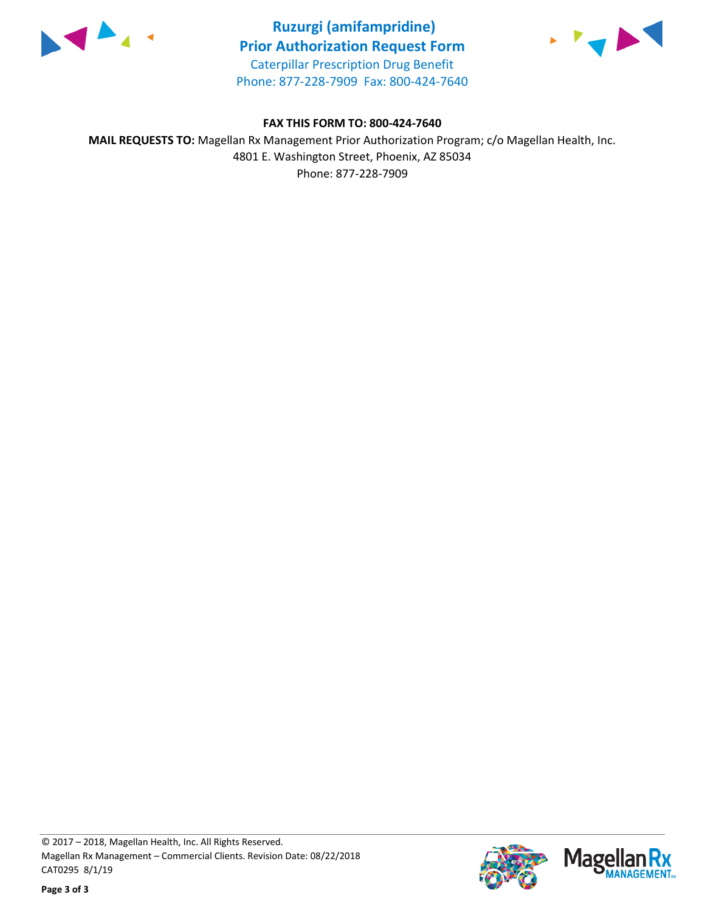# Ruzurgi (amifampridine)
# Prior Authorization Request Form

Caterpillar Prescription Drug Benefit
Phone: 877-228-7909 Fax: 800-424-7640

**FAX THIS FORM TO: 800-424-7640**

**MAIL REQUESTS TO:** Magellan Rx Management Prior Authorization Program; c/o Magellan Health, Inc.
4801 E. Washington Street, Phoenix, AZ 85034
Phone: 877-228-7909

© 2017 – 2018, Magellan Health, Inc. All Rights Reserved.
Magellan Rx Management – Commercial Clients. Revision Date: 08/22/2018
CAT0295 8/1/19